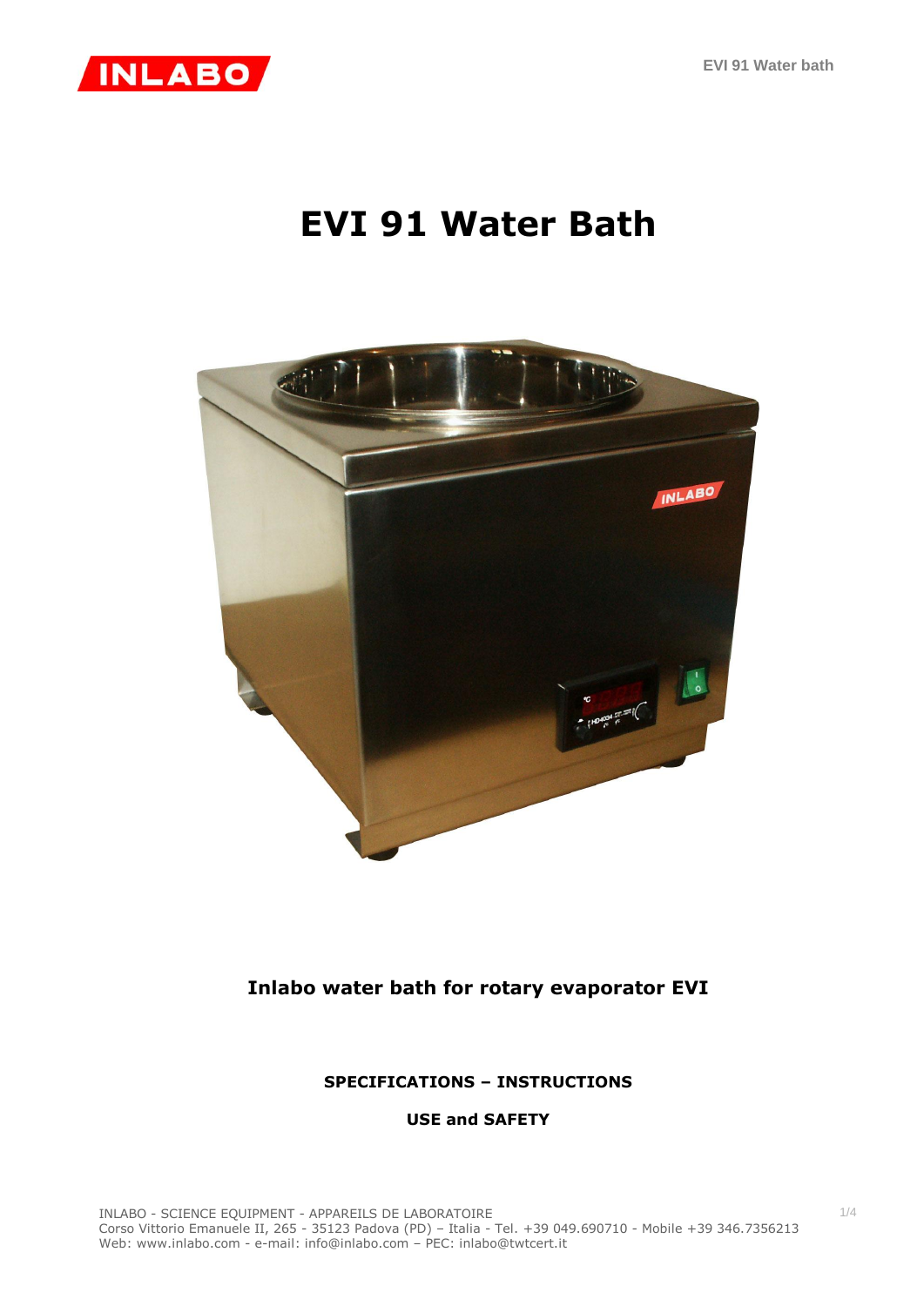# EVI 91 Water Bath

**Inlabo water bath for rotary evaporator EVI**

**SPECIFICATIONS – INSTRUCTIONS**

**USE and SAFETY**

INLABO - SCIENCE EQUIPMENT - APPAREILS DE LABORATOIRE
Corso Vittorio Emanuele II, 265 - 35123 Padova (PD) – Italia - Tel. +39 049.690710 - Mobile +39 346.7356213
Web: www.inlabo.com - e-mail: info@inlabo.com – PEC: inlabo@twtcert.it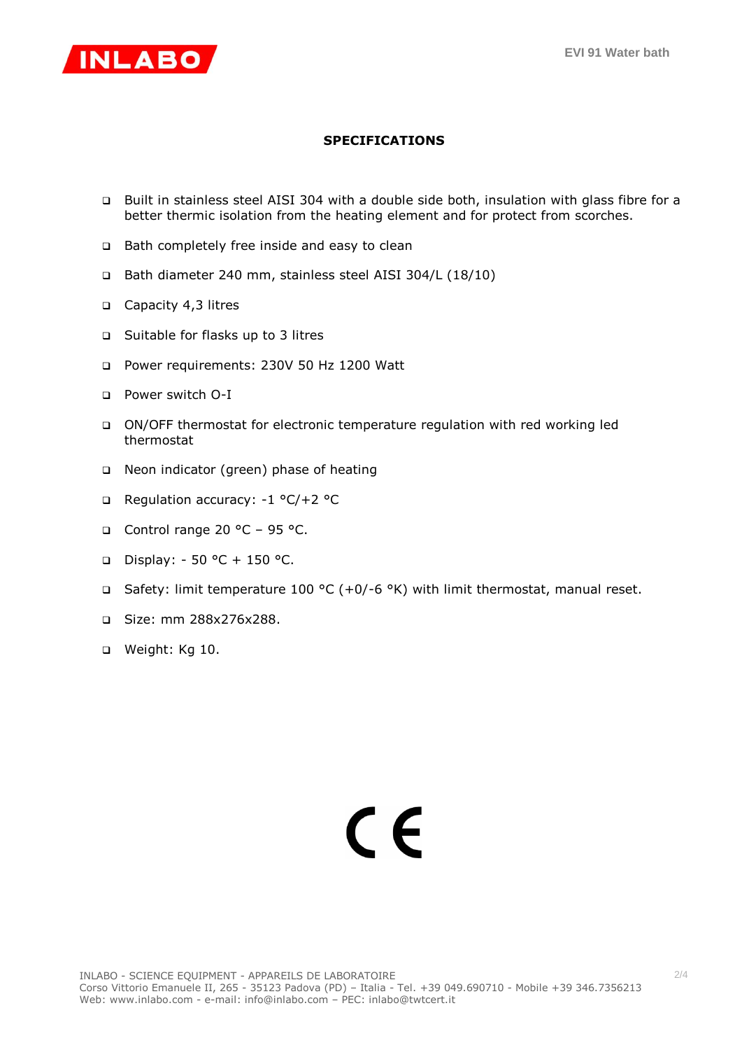## SPECIFICATIONS

- Built in stainless steel AISI 304 with a double side both, insulation with glass fibre for a better thermic isolation from the heating element and for protect from scorches.
- Bath completely free inside and easy to clean
- Bath diameter 240 mm, stainless steel AISI 304/L (18/10)
- Capacity 4,3 litres
- Suitable for flasks up to 3 litres
- Power requirements: 230V 50 Hz 1200 Watt
- Power switch O-I
- ON/OFF thermostat for electronic temperature regulation with red working led thermostat
- Neon indicator (green) phase of heating
- Regulation accuracy: -1 °C/+2 °C
- Control range 20 °C – 95 °C.
- Display: - 50 °C + 150 °C.
- Safety: limit temperature 100 °C (+0/-6 °K) with limit thermostat, manual reset.
- Size: mm 288x276x288.
- Weight: Kg 10.

CE

INLABO - SCIENCE EQUIPMENT - APPAREILS DE LABORATOIRE
Corso Vittorio Emanuele II, 265 - 35123 Padova (PD) – Italia - Tel. +39 049.690710 - Mobile +39 346.7356213
Web: www.inlabo.com - e-mail: info@inlabo.com – PEC: inlabo@twtcert.it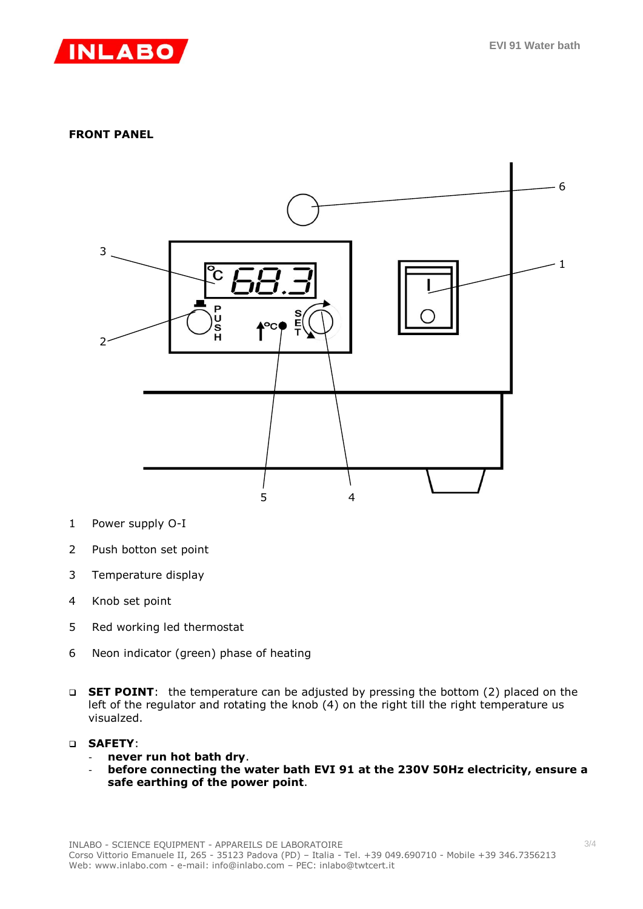## FRONT PANEL

1 Power supply O-I

2 Push botton set point

3 Temperature display

4 Knob set point

5 Red working led thermostat

6 Neon indicator (green) phase of heating

- **SET POINT**: the temperature can be adjusted by pressing the bottom (2) placed on the left of the regulator and rotating the knob (4) on the right till the right temperature us visualzed.

- **SAFETY**:
  - **never run hot bath dry**.
  - **before connecting the water bath EVI 91 at the 230V 50Hz electricity, ensure a safe earthing of the power point**.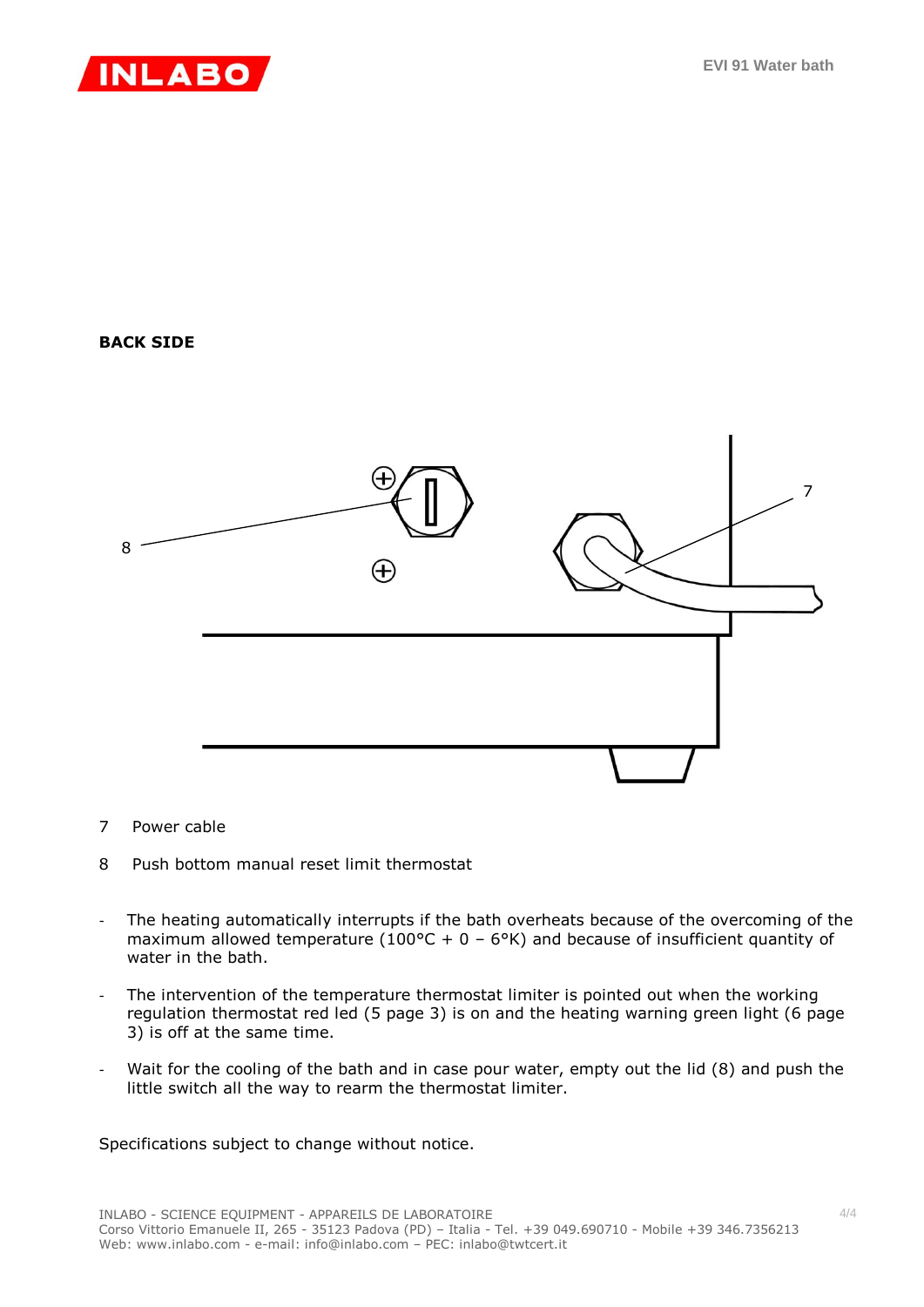## BACK SIDE

8

7

7 Power cable

8 Push bottom manual reset limit thermostat

- The heating automatically interrupts if the bath overheats because of the overcoming of the maximum allowed temperature (100°C + 0 – 6°K) and because of insufficient quantity of water in the bath.

- The intervention of the temperature thermostat limiter is pointed out when the working regulation thermostat red led (5 page 3) is on and the heating warning green light (6 page 3) is off at the same time.

- Wait for the cooling of the bath and in case pour water, empty out the lid (8) and push the little switch all the way to rearm the thermostat limiter.

Specifications subject to change without notice.

INLABO - SCIENCE EQUIPMENT - APPAREILS DE LABORATOIRE
Corso Vittorio Emanuele II, 265 - 35123 Padova (PD) – Italia - Tel. +39 049.690710 - Mobile +39 346.7356213
Web: www.inlabo.com - e-mail: info@inlabo.com – PEC: inlabo@twtcert.it